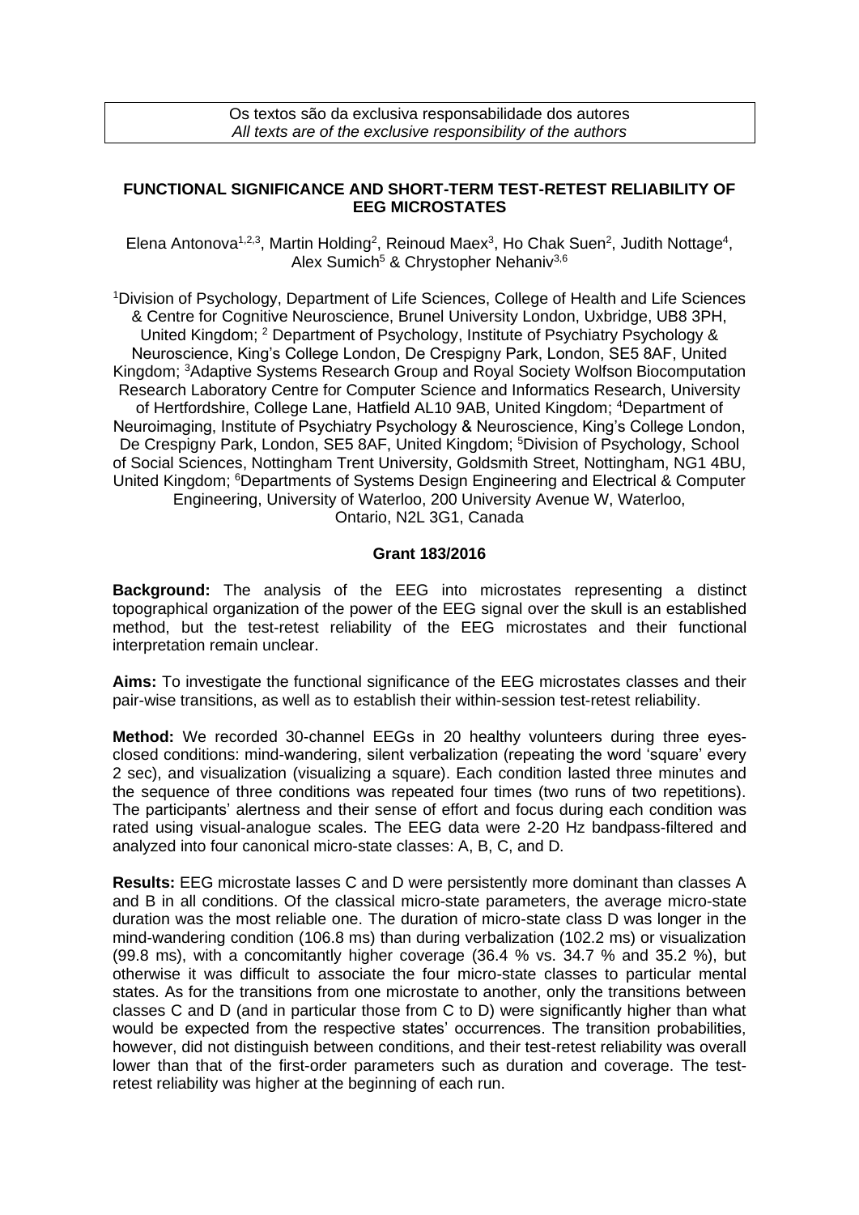Os textos são da exclusiva responsabilidade dos autores
*All texts are of the exclusive responsibility of the authors*

# FUNCTIONAL SIGNIFICANCE AND SHORT-TERM TEST-RETEST RELIABILITY OF EEG MICROSTATES

Elena Antonova[1,2,3], Martin Holding[2], Reinoud Maex[3], Ho Chak Suen[2], Judith Nottage[4], Alex Sumich[5] & Chrystopher Nehaniv[3,6]

[1]Division of Psychology, Department of Life Sciences, College of Health and Life Sciences & Centre for Cognitive Neuroscience, Brunel University London, Uxbridge, UB8 3PH, United Kingdom; [2] Department of Psychology, Institute of Psychiatry Psychology & Neuroscience, King's College London, De Crespigny Park, London, SE5 8AF, United Kingdom; [3]Adaptive Systems Research Group and Royal Society Wolfson Biocomputation Research Laboratory Centre for Computer Science and Informatics Research, University of Hertfordshire, College Lane, Hatfield AL10 9AB, United Kingdom; [4]Department of Neuroimaging, Institute of Psychiatry Psychology & Neuroscience, King's College London, De Crespigny Park, London, SE5 8AF, United Kingdom; [5]Division of Psychology, School of Social Sciences, Nottingham Trent University, Goldsmith Street, Nottingham, NG1 4BU, United Kingdom; [6]Departments of Systems Design Engineering and Electrical & Computer Engineering, University of Waterloo, 200 University Avenue W, Waterloo, Ontario, N2L 3G1, Canada

**Grant 183/2016**

**Background:** The analysis of the EEG into microstates representing a distinct topographical organization of the power of the EEG signal over the skull is an established method, but the test-retest reliability of the EEG microstates and their functional interpretation remain unclear.

**Aims:** To investigate the functional significance of the EEG microstates classes and their pair-wise transitions, as well as to establish their within-session test-retest reliability.

**Method:** We recorded 30-channel EEGs in 20 healthy volunteers during three eyes-closed conditions: mind-wandering, silent verbalization (repeating the word 'square' every 2 sec), and visualization (visualizing a square). Each condition lasted three minutes and the sequence of three conditions was repeated four times (two runs of two repetitions). The participants' alertness and their sense of effort and focus during each condition was rated using visual-analogue scales. The EEG data were 2-20 Hz bandpass-filtered and analyzed into four canonical micro-state classes: A, B, C, and D.

**Results:** EEG microstate lasses C and D were persistently more dominant than classes A and B in all conditions. Of the classical micro-state parameters, the average micro-state duration was the most reliable one. The duration of micro-state class D was longer in the mind-wandering condition (106.8 ms) than during verbalization (102.2 ms) or visualization (99.8 ms), with a concomitantly higher coverage (36.4 % vs. 34.7 % and 35.2 %), but otherwise it was difficult to associate the four micro-state classes to particular mental states. As for the transitions from one microstate to another, only the transitions between classes C and D (and in particular those from C to D) were significantly higher than what would be expected from the respective states' occurrences. The transition probabilities, however, did not distinguish between conditions, and their test-retest reliability was overall lower than that of the first-order parameters such as duration and coverage. The test-retest reliability was higher at the beginning of each run.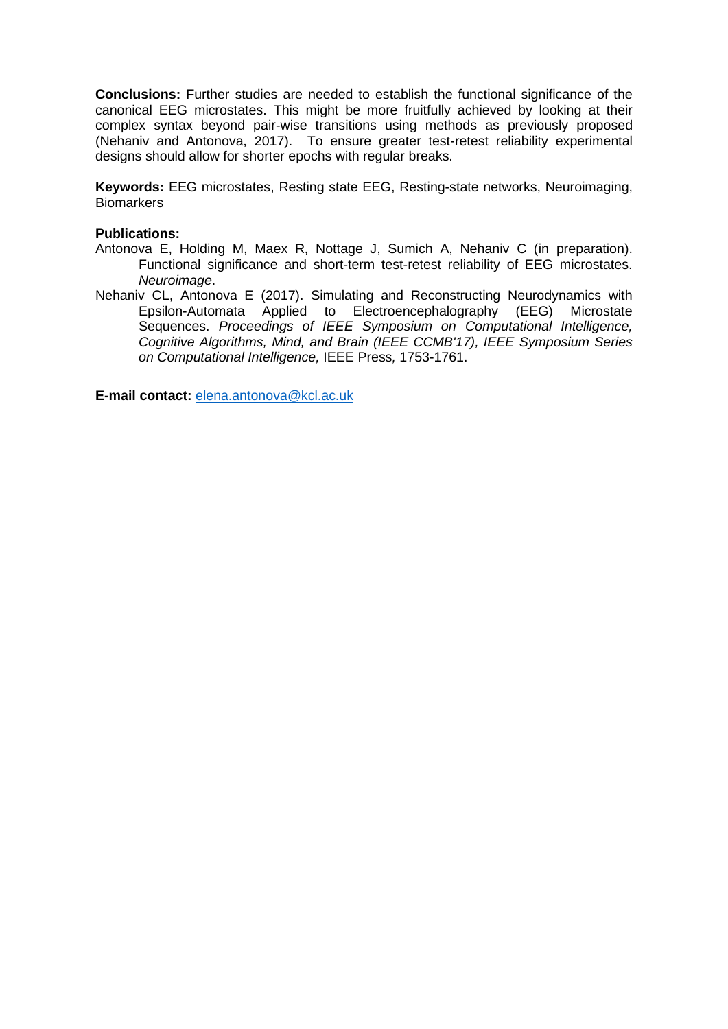**Conclusions:** Further studies are needed to establish the functional significance of the canonical EEG microstates. This might be more fruitfully achieved by looking at their complex syntax beyond pair-wise transitions using methods as previously proposed (Nehaniv and Antonova, 2017). To ensure greater test-retest reliability experimental designs should allow for shorter epochs with regular breaks.

**Keywords:** EEG microstates, Resting state EEG, Resting-state networks, Neuroimaging, Biomarkers

**Publications:**

Antonova E, Holding M, Maex R, Nottage J, Sumich A, Nehaniv C (in preparation). Functional significance and short-term test-retest reliability of EEG microstates. *Neuroimage*.

Nehaniv CL, Antonova E (2017). Simulating and Reconstructing Neurodynamics with Epsilon-Automata Applied to Electroencephalography (EEG) Microstate Sequences. *Proceedings of IEEE Symposium on Computational Intelligence, Cognitive Algorithms, Mind, and Brain (IEEE CCMB'17), IEEE Symposium Series on Computational Intelligence,* IEEE Press, 1753-1761.

**E-mail contact:** elena.antonova@kcl.ac.uk